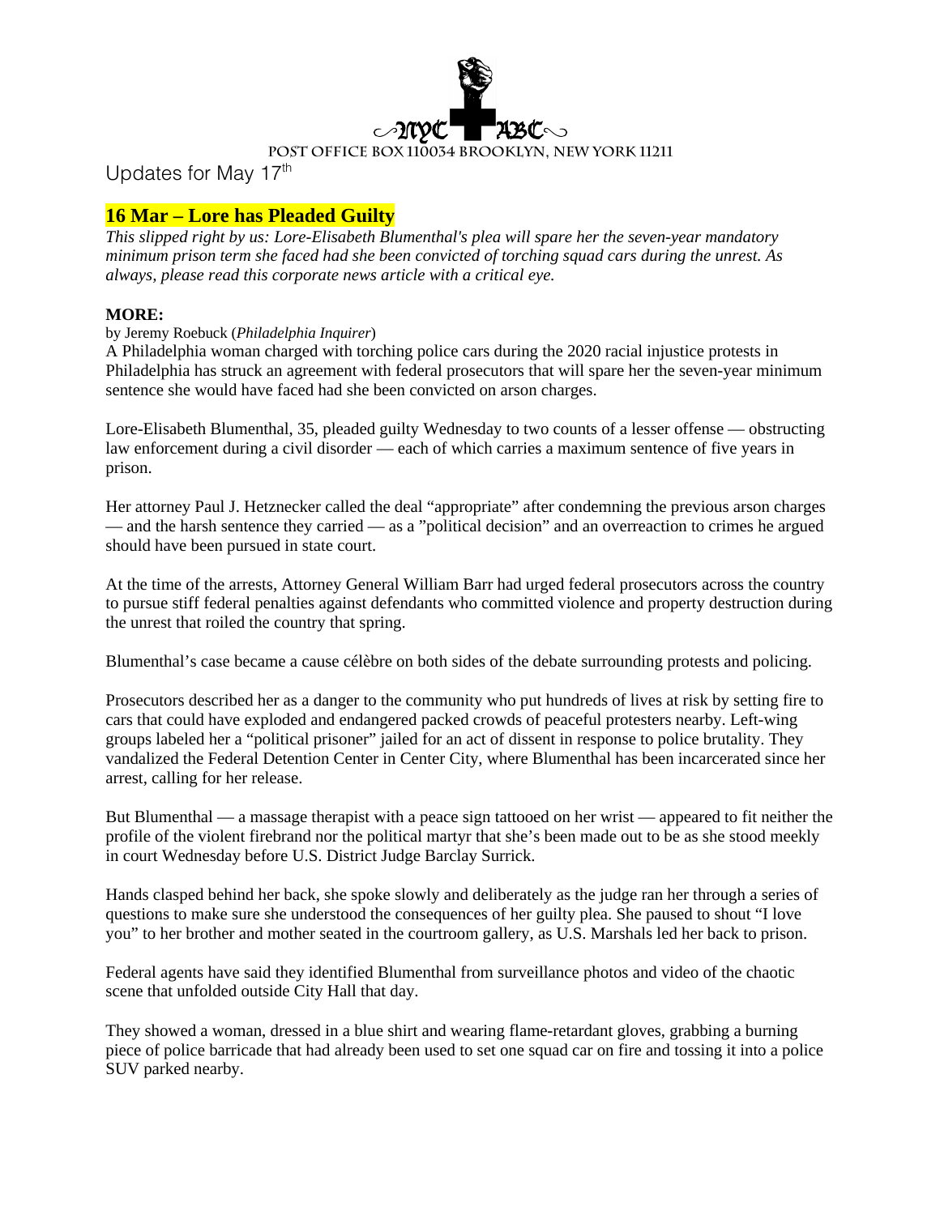NYC ABC

POST OFFICE BOX 110034 BROOKLYN, NEW YORK 11211

Updates for May 17th

## 16 Mar – Lore has Pleaded Guilty

*This slipped right by us: Lore-Elisabeth Blumenthal's plea will spare her the seven-year mandatory minimum prison term she faced had she been convicted of torching squad cars during the unrest. As always, please read this corporate news article with a critical eye.*

**MORE:**

by Jeremy Roebuck (*Philadelphia Inquirer*)

A Philadelphia woman charged with torching police cars during the 2020 racial injustice protests in Philadelphia has struck an agreement with federal prosecutors that will spare her the seven-year minimum sentence she would have faced had she been convicted on arson charges.

Lore-Elisabeth Blumenthal, 35, pleaded guilty Wednesday to two counts of a lesser offense — obstructing law enforcement during a civil disorder — each of which carries a maximum sentence of five years in prison.

Her attorney Paul J. Hetznecker called the deal "appropriate" after condemning the previous arson charges — and the harsh sentence they carried — as a "political decision" and an overreaction to crimes he argued should have been pursued in state court.

At the time of the arrests, Attorney General William Barr had urged federal prosecutors across the country to pursue stiff federal penalties against defendants who committed violence and property destruction during the unrest that roiled the country that spring.

Blumenthal's case became a cause célèbre on both sides of the debate surrounding protests and policing.

Prosecutors described her as a danger to the community who put hundreds of lives at risk by setting fire to cars that could have exploded and endangered packed crowds of peaceful protesters nearby. Left-wing groups labeled her a "political prisoner" jailed for an act of dissent in response to police brutality. They vandalized the Federal Detention Center in Center City, where Blumenthal has been incarcerated since her arrest, calling for her release.

But Blumenthal — a massage therapist with a peace sign tattooed on her wrist — appeared to fit neither the profile of the violent firebrand nor the political martyr that she's been made out to be as she stood meekly in court Wednesday before U.S. District Judge Barclay Surrick.

Hands clasped behind her back, she spoke slowly and deliberately as the judge ran her through a series of questions to make sure she understood the consequences of her guilty plea. She paused to shout "I love you" to her brother and mother seated in the courtroom gallery, as U.S. Marshals led her back to prison.

Federal agents have said they identified Blumenthal from surveillance photos and video of the chaotic scene that unfolded outside City Hall that day.

They showed a woman, dressed in a blue shirt and wearing flame-retardant gloves, grabbing a burning piece of police barricade that had already been used to set one squad car on fire and tossing it into a police SUV parked nearby.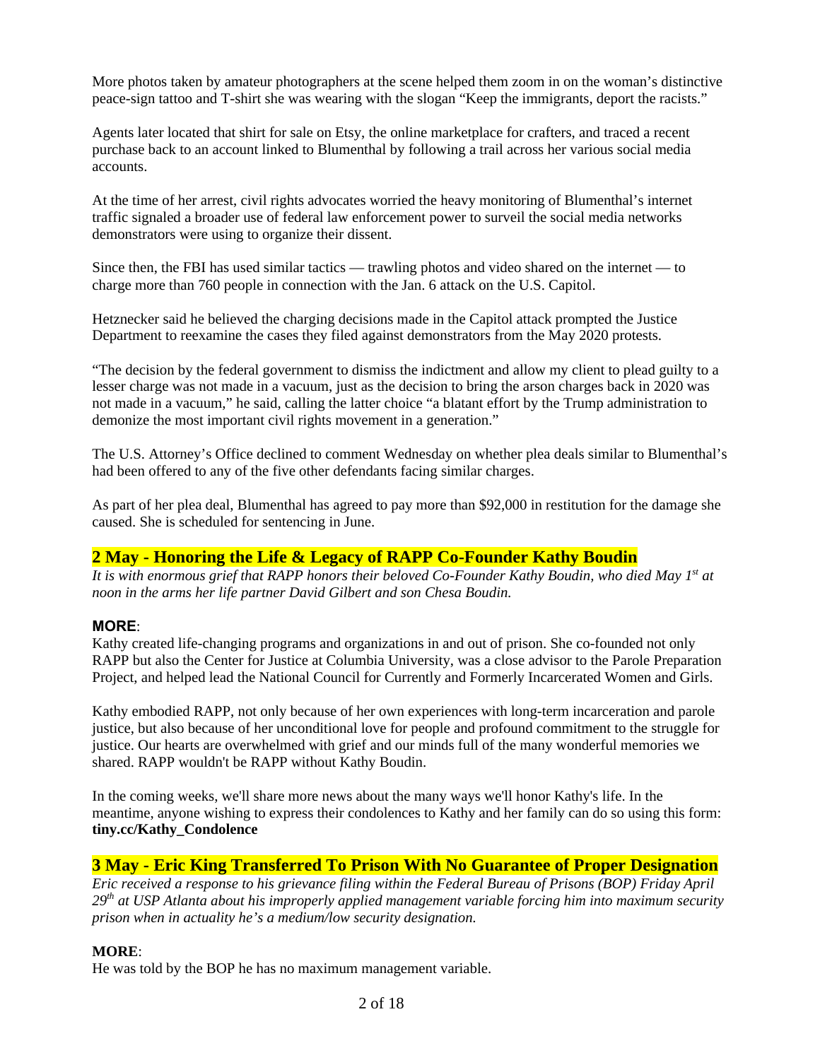More photos taken by amateur photographers at the scene helped them zoom in on the woman's distinctive peace-sign tattoo and T-shirt she was wearing with the slogan "Keep the immigrants, deport the racists."

Agents later located that shirt for sale on Etsy, the online marketplace for crafters, and traced a recent purchase back to an account linked to Blumenthal by following a trail across her various social media accounts.

At the time of her arrest, civil rights advocates worried the heavy monitoring of Blumenthal's internet traffic signaled a broader use of federal law enforcement power to surveil the social media networks demonstrators were using to organize their dissent.

Since then, the FBI has used similar tactics — trawling photos and video shared on the internet — to charge more than 760 people in connection with the Jan. 6 attack on the U.S. Capitol.

Hetznecker said he believed the charging decisions made in the Capitol attack prompted the Justice Department to reexamine the cases they filed against demonstrators from the May 2020 protests.

"The decision by the federal government to dismiss the indictment and allow my client to plead guilty to a lesser charge was not made in a vacuum, just as the decision to bring the arson charges back in 2020 was not made in a vacuum," he said, calling the latter choice "a blatant effort by the Trump administration to demonize the most important civil rights movement in a generation."

The U.S. Attorney's Office declined to comment Wednesday on whether plea deals similar to Blumenthal's had been offered to any of the five other defendants facing similar charges.

As part of her plea deal, Blumenthal has agreed to pay more than $92,000 in restitution for the damage she caused. She is scheduled for sentencing in June.

## 2 May - Honoring the Life & Legacy of RAPP Co-Founder Kathy Boudin

*It is with enormous grief that RAPP honors their beloved Co-Founder Kathy Boudin, who died May 1st at noon in the arms her life partner David Gilbert and son Chesa Boudin.*

**MORE**:

Kathy created life-changing programs and organizations in and out of prison. She co-founded not only RAPP but also the Center for Justice at Columbia University, was a close advisor to the Parole Preparation Project, and helped lead the National Council for Currently and Formerly Incarcerated Women and Girls.

Kathy embodied RAPP, not only because of her own experiences with long-term incarceration and parole justice, but also because of her unconditional love for people and profound commitment to the struggle for justice. Our hearts are overwhelmed with grief and our minds full of the many wonderful memories we shared. RAPP wouldn't be RAPP without Kathy Boudin.

In the coming weeks, we'll share more news about the many ways we'll honor Kathy's life. In the meantime, anyone wishing to express their condolences to Kathy and her family can do so using this form: **tiny.cc/Kathy_Condolence**

## 3 May - Eric King Transferred To Prison With No Guarantee of Proper Designation

*Eric received a response to his grievance filing within the Federal Bureau of Prisons (BOP) Friday April 29th at USP Atlanta about his improperly applied management variable forcing him into maximum security prison when in actuality he's a medium/low security designation.*

**MORE**:

He was told by the BOP he has no maximum management variable.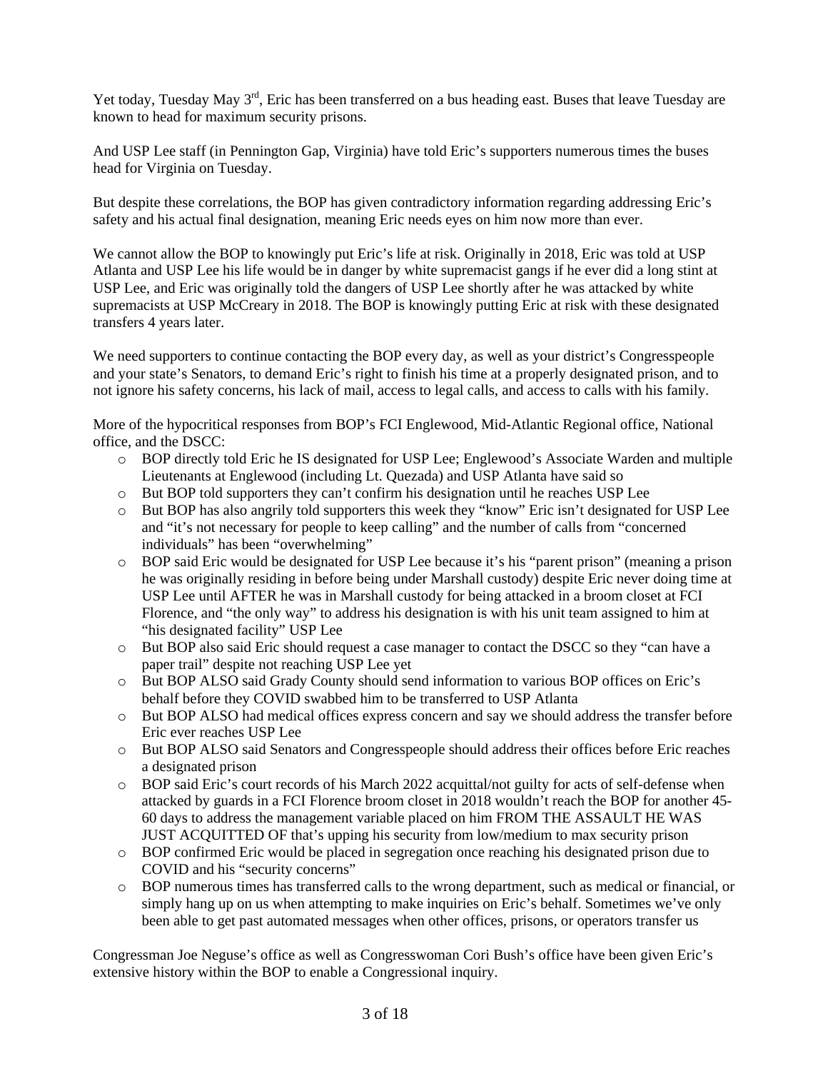Yet today, Tuesday May 3rd, Eric has been transferred on a bus heading east. Buses that leave Tuesday are known to head for maximum security prisons.

And USP Lee staff (in Pennington Gap, Virginia) have told Eric's supporters numerous times the buses head for Virginia on Tuesday.

But despite these correlations, the BOP has given contradictory information regarding addressing Eric's safety and his actual final designation, meaning Eric needs eyes on him now more than ever.

We cannot allow the BOP to knowingly put Eric's life at risk. Originally in 2018, Eric was told at USP Atlanta and USP Lee his life would be in danger by white supremacist gangs if he ever did a long stint at USP Lee, and Eric was originally told the dangers of USP Lee shortly after he was attacked by white supremacists at USP McCreary in 2018. The BOP is knowingly putting Eric at risk with these designated transfers 4 years later.

We need supporters to continue contacting the BOP every day, as well as your district's Congresspeople and your state's Senators, to demand Eric's right to finish his time at a properly designated prison, and to not ignore his safety concerns, his lack of mail, access to legal calls, and access to calls with his family.

More of the hypocritical responses from BOP's FCI Englewood, Mid-Atlantic Regional office, National office, and the DSCC:

- BOP directly told Eric he IS designated for USP Lee; Englewood's Associate Warden and multiple Lieutenants at Englewood (including Lt. Quezada) and USP Atlanta have said so
- But BOP told supporters they can't confirm his designation until he reaches USP Lee
- But BOP has also angrily told supporters this week they "know" Eric isn't designated for USP Lee and "it's not necessary for people to keep calling" and the number of calls from "concerned individuals" has been "overwhelming"
- BOP said Eric would be designated for USP Lee because it's his "parent prison" (meaning a prison he was originally residing in before being under Marshall custody) despite Eric never doing time at USP Lee until AFTER he was in Marshall custody for being attacked in a broom closet at FCI Florence, and "the only way" to address his designation is with his unit team assigned to him at "his designated facility" USP Lee
- But BOP also said Eric should request a case manager to contact the DSCC so they "can have a paper trail" despite not reaching USP Lee yet
- But BOP ALSO said Grady County should send information to various BOP offices on Eric's behalf before they COVID swabbed him to be transferred to USP Atlanta
- But BOP ALSO had medical offices express concern and say we should address the transfer before Eric ever reaches USP Lee
- But BOP ALSO said Senators and Congresspeople should address their offices before Eric reaches a designated prison
- BOP said Eric's court records of his March 2022 acquittal/not guilty for acts of self-defense when attacked by guards in a FCI Florence broom closet in 2018 wouldn't reach the BOP for another 45-60 days to address the management variable placed on him FROM THE ASSAULT HE WAS JUST ACQUITTED OF that's upping his security from low/medium to max security prison
- BOP confirmed Eric would be placed in segregation once reaching his designated prison due to COVID and his "security concerns"
- BOP numerous times has transferred calls to the wrong department, such as medical or financial, or simply hang up on us when attempting to make inquiries on Eric's behalf. Sometimes we've only been able to get past automated messages when other offices, prisons, or operators transfer us

Congressman Joe Neguse's office as well as Congresswoman Cori Bush's office have been given Eric's extensive history within the BOP to enable a Congressional inquiry.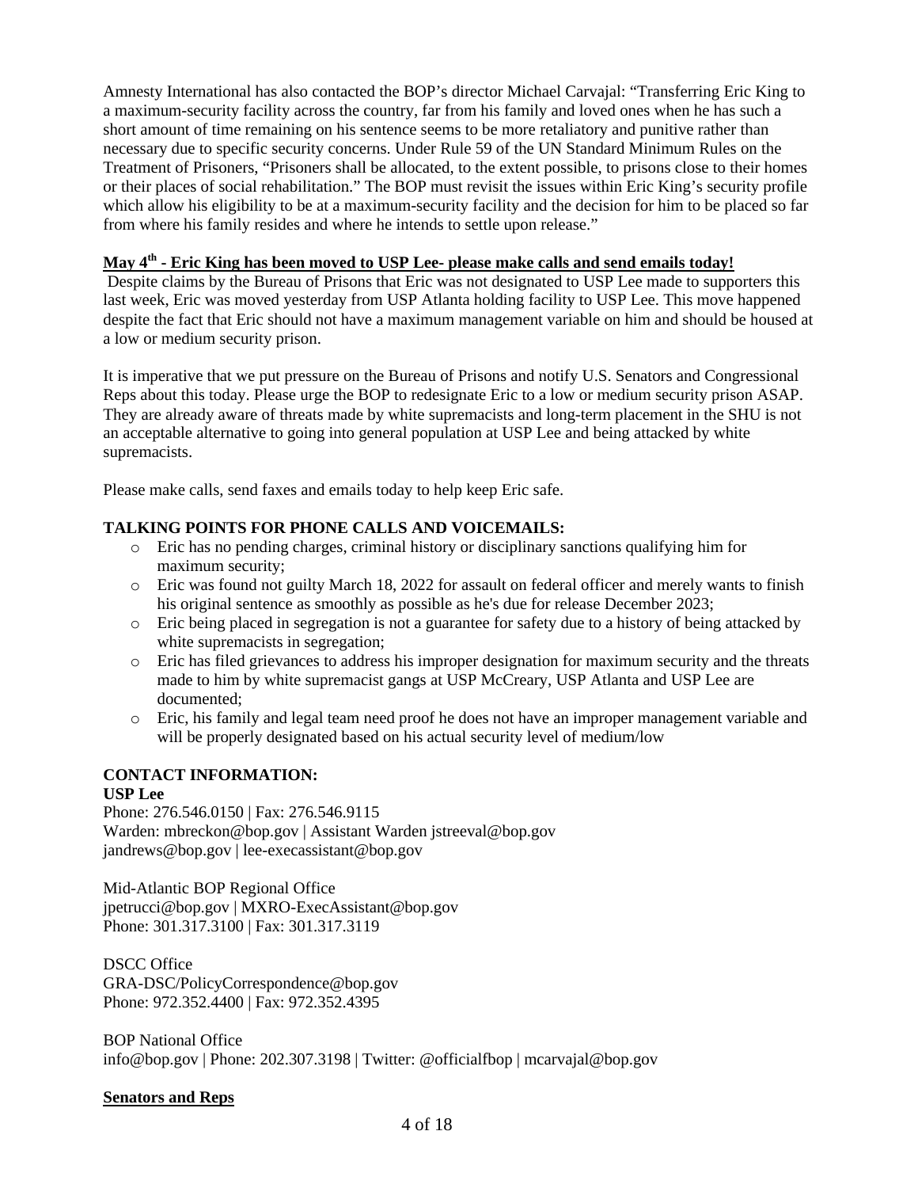Amnesty International has also contacted the BOP's director Michael Carvajal: "Transferring Eric King to a maximum-security facility across the country, far from his family and loved ones when he has such a short amount of time remaining on his sentence seems to be more retaliatory and punitive rather than necessary due to specific security concerns. Under Rule 59 of the UN Standard Minimum Rules on the Treatment of Prisoners, "Prisoners shall be allocated, to the extent possible, to prisons close to their homes or their places of social rehabilitation." The BOP must revisit the issues within Eric King's security profile which allow his eligibility to be at a maximum-security facility and the decision for him to be placed so far from where his family resides and where he intends to settle upon release."

**May 4th - Eric King has been moved to USP Lee- please make calls and send emails today!**

Despite claims by the Bureau of Prisons that Eric was not designated to USP Lee made to supporters this last week, Eric was moved yesterday from USP Atlanta holding facility to USP Lee. This move happened despite the fact that Eric should not have a maximum management variable on him and should be housed at a low or medium security prison.

It is imperative that we put pressure on the Bureau of Prisons and notify U.S. Senators and Congressional Reps about this today. Please urge the BOP to redesignate Eric to a low or medium security prison ASAP. They are already aware of threats made by white supremacists and long-term placement in the SHU is not an acceptable alternative to going into general population at USP Lee and being attacked by white supremacists.

Please make calls, send faxes and emails today to help keep Eric safe.

**TALKING POINTS FOR PHONE CALLS AND VOICEMAILS:**

- Eric has no pending charges, criminal history or disciplinary sanctions qualifying him for maximum security;
- Eric was found not guilty March 18, 2022 for assault on federal officer and merely wants to finish his original sentence as smoothly as possible as he's due for release December 2023;
- Eric being placed in segregation is not a guarantee for safety due to a history of being attacked by white supremacists in segregation;
- Eric has filed grievances to address his improper designation for maximum security and the threats made to him by white supremacist gangs at USP McCreary, USP Atlanta and USP Lee are documented;
- Eric, his family and legal team need proof he does not have an improper management variable and will be properly designated based on his actual security level of medium/low

**CONTACT INFORMATION:**

**USP Lee**
Phone: 276.546.0150 | Fax: 276.546.9115
Warden: mbreckon@bop.gov | Assistant Warden jstreeval@bop.gov
jandrews@bop.gov | lee-execassistant@bop.gov

Mid-Atlantic BOP Regional Office
jpetrucci@bop.gov | MXRO-ExecAssistant@bop.gov
Phone: 301.317.3100 | Fax: 301.317.3119

DSCC Office
GRA-DSC/PolicyCorrespondence@bop.gov
Phone: 972.352.4400 | Fax: 972.352.4395

BOP National Office
info@bop.gov | Phone: 202.307.3198 | Twitter: @officialfbop | mcarvajal@bop.gov

**Senators and Reps**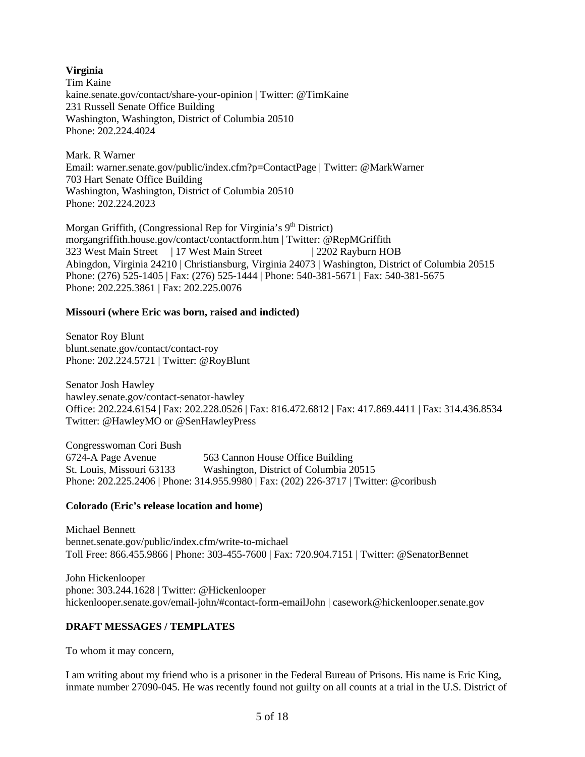**Virginia**
Tim Kaine
kaine.senate.gov/contact/share-your-opinion | Twitter: @TimKaine
231 Russell Senate Office Building
Washington, Washington, District of Columbia 20510
Phone: 202.224.4024

Mark. R Warner
Email: warner.senate.gov/public/index.cfm?p=ContactPage | Twitter: @MarkWarner
703 Hart Senate Office Building
Washington, Washington, District of Columbia 20510
Phone: 202.224.2023

Morgan Griffith, (Congressional Rep for Virginia's 9th District)
morgangriffith.house.gov/contact/contactform.htm | Twitter: @RepMGriffith
323 West Main Street | 17 West Main Street | 2202 Rayburn HOB
Abingdon, Virginia 24210 | Christiansburg, Virginia 24073 | Washington, District of Columbia 20515
Phone: (276) 525-1405 | Fax: (276) 525-1444 | Phone: 540-381-5671 | Fax: 540-381-5675
Phone: 202.225.3861 | Fax: 202.225.0076

**Missouri (where Eric was born, raised and indicted)**

Senator Roy Blunt
blunt.senate.gov/contact/contact-roy
Phone: 202.224.5721 | Twitter: @RoyBlunt

Senator Josh Hawley
hawley.senate.gov/contact-senator-hawley
Office: 202.224.6154 | Fax: 202.228.0526 | Fax: 816.472.6812 | Fax: 417.869.4411 | Fax: 314.436.8534
Twitter: @HawleyMO or @SenHawleyPress

Congresswoman Cori Bush
6724-A Page Avenue | 563 Cannon House Office Building
St. Louis, Missouri 63133 | Washington, District of Columbia 20515
Phone: 202.225.2406 | Phone: 314.955.9980 | Fax: (202) 226-3717 | Twitter: @coribush

**Colorado (Eric's release location and home)**

Michael Bennett
bennet.senate.gov/public/index.cfm/write-to-michael
Toll Free: 866.455.9866 | Phone: 303-455-7600 | Fax: 720.904.7151 | Twitter: @SenatorBennet

John Hickenlooper
phone: 303.244.1628 | Twitter: @Hickenlooper
hickenlooper.senate.gov/email-john/#contact-form-emailJohn | casework@hickenlooper.senate.gov

**DRAFT MESSAGES / TEMPLATES**

To whom it may concern,

I am writing about my friend who is a prisoner in the Federal Bureau of Prisons. His name is Eric King, inmate number 27090-045. He was recently found not guilty on all counts at a trial in the U.S. District of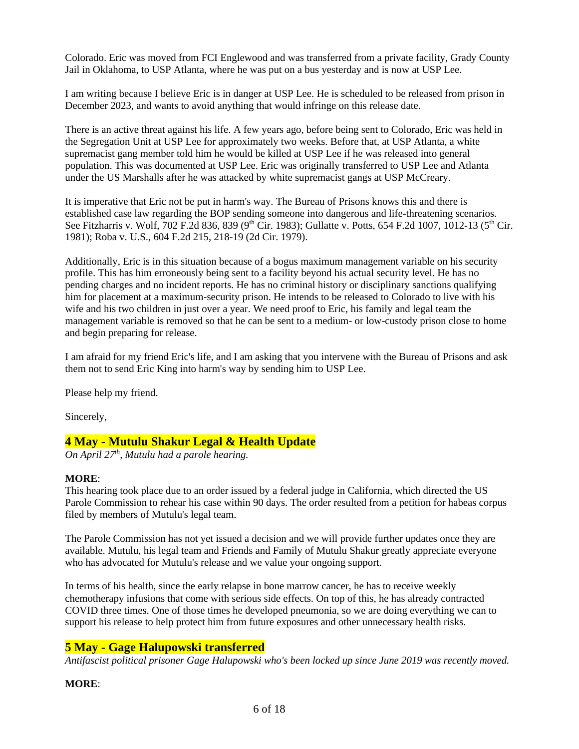Colorado. Eric was moved from FCI Englewood and was transferred from a private facility, Grady County Jail in Oklahoma, to USP Atlanta, where he was put on a bus yesterday and is now at USP Lee.

I am writing because I believe Eric is in danger at USP Lee. He is scheduled to be released from prison in December 2023, and wants to avoid anything that would infringe on this release date.

There is an active threat against his life. A few years ago, before being sent to Colorado, Eric was held in the Segregation Unit at USP Lee for approximately two weeks. Before that, at USP Atlanta, a white supremacist gang member told him he would be killed at USP Lee if he was released into general population. This was documented at USP Lee. Eric was originally transferred to USP Lee and Atlanta under the US Marshalls after he was attacked by white supremacist gangs at USP McCreary.

It is imperative that Eric not be put in harm's way. The Bureau of Prisons knows this and there is established case law regarding the BOP sending someone into dangerous and life-threatening scenarios. See Fitzharris v. Wolf, 702 F.2d 836, 839 (9th Cir. 1983); Gullatte v. Potts, 654 F.2d 1007, 1012-13 (5th Cir. 1981); Roba v. U.S., 604 F.2d 215, 218-19 (2d Cir. 1979).

Additionally, Eric is in this situation because of a bogus maximum management variable on his security profile. This has him erroneously being sent to a facility beyond his actual security level. He has no pending charges and no incident reports. He has no criminal history or disciplinary sanctions qualifying him for placement at a maximum-security prison. He intends to be released to Colorado to live with his wife and his two children in just over a year. We need proof to Eric, his family and legal team the management variable is removed so that he can be sent to a medium- or low-custody prison close to home and begin preparing for release.

I am afraid for my friend Eric's life, and I am asking that you intervene with the Bureau of Prisons and ask them not to send Eric King into harm's way by sending him to USP Lee.

Please help my friend.

Sincerely,

## 4 May - Mutulu Shakur Legal & Health Update

*On April 27th, Mutulu had a parole hearing.*

**MORE**:

This hearing took place due to an order issued by a federal judge in California, which directed the US Parole Commission to rehear his case within 90 days. The order resulted from a petition for habeas corpus filed by members of Mutulu's legal team.

The Parole Commission has not yet issued a decision and we will provide further updates once they are available. Mutulu, his legal team and Friends and Family of Mutulu Shakur greatly appreciate everyone who has advocated for Mutulu's release and we value your ongoing support.

In terms of his health, since the early relapse in bone marrow cancer, he has to receive weekly chemotherapy infusions that come with serious side effects. On top of this, he has already contracted COVID three times. One of those times he developed pneumonia, so we are doing everything we can to support his release to help protect him from future exposures and other unnecessary health risks.

## 5 May - Gage Halupowski transferred

*Antifascist political prisoner Gage Halupowski who's been locked up since June 2019 was recently moved.*

**MORE**: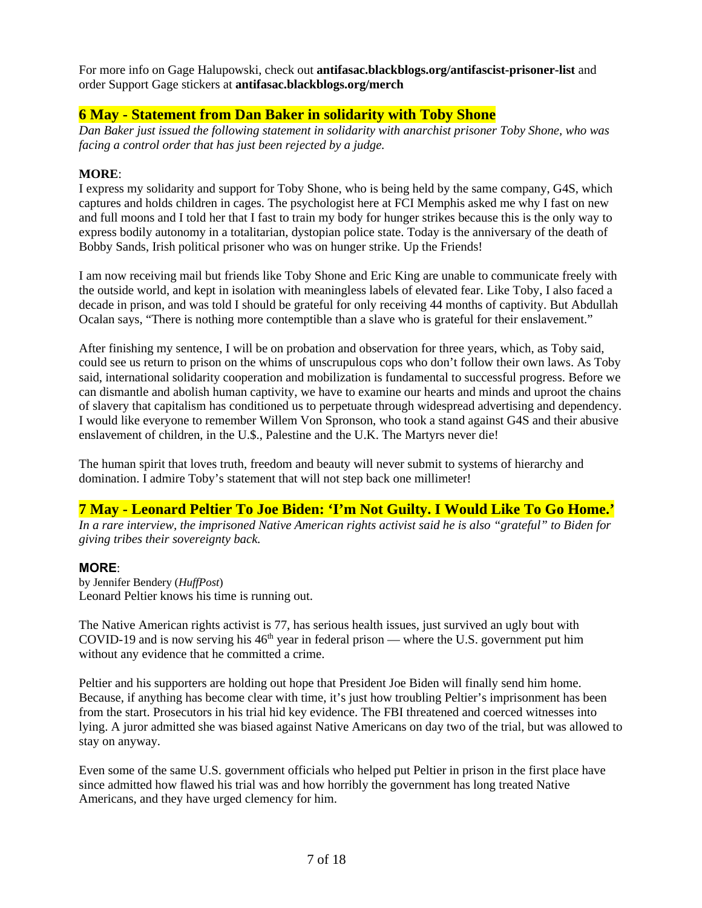For more info on Gage Halupowski, check out **antifasac.blackblogs.org/antifascist-prisoner-list** and order Support Gage stickers at **antifasac.blackblogs.org/merch**

## 6 May - Statement from Dan Baker in solidarity with Toby Shone

*Dan Baker just issued the following statement in solidarity with anarchist prisoner Toby Shone, who was facing a control order that has just been rejected by a judge.*

**MORE**:

I express my solidarity and support for Toby Shone, who is being held by the same company, G4S, which captures and holds children in cages. The psychologist here at FCI Memphis asked me why I fast on new and full moons and I told her that I fast to train my body for hunger strikes because this is the only way to express bodily autonomy in a totalitarian, dystopian police state. Today is the anniversary of the death of Bobby Sands, Irish political prisoner who was on hunger strike. Up the Friends!

I am now receiving mail but friends like Toby Shone and Eric King are unable to communicate freely with the outside world, and kept in isolation with meaningless labels of elevated fear. Like Toby, I also faced a decade in prison, and was told I should be grateful for only receiving 44 months of captivity. But Abdullah Ocalan says, "There is nothing more contemptible than a slave who is grateful for their enslavement."

After finishing my sentence, I will be on probation and observation for three years, which, as Toby said, could see us return to prison on the whims of unscrupulous cops who don't follow their own laws. As Toby said, international solidarity cooperation and mobilization is fundamental to successful progress. Before we can dismantle and abolish human captivity, we have to examine our hearts and minds and uproot the chains of slavery that capitalism has conditioned us to perpetuate through widespread advertising and dependency. I would like everyone to remember Willem Von Spronson, who took a stand against G4S and their abusive enslavement of children, in the U.$., Palestine and the U.K. The Martyrs never die!

The human spirit that loves truth, freedom and beauty will never submit to systems of hierarchy and domination. I admire Toby's statement that will not step back one millimeter!

## 7 May - Leonard Peltier To Joe Biden: 'I'm Not Guilty. I Would Like To Go Home.'

*In a rare interview, the imprisoned Native American rights activist said he is also "grateful" to Biden for giving tribes their sovereignty back.*

**MORE**:

by Jennifer Bendery (*HuffPost*)
Leonard Peltier knows his time is running out.

The Native American rights activist is 77, has serious health issues, just survived an ugly bout with COVID-19 and is now serving his 46th year in federal prison — where the U.S. government put him without any evidence that he committed a crime.

Peltier and his supporters are holding out hope that President Joe Biden will finally send him home. Because, if anything has become clear with time, it's just how troubling Peltier's imprisonment has been from the start. Prosecutors in his trial hid key evidence. The FBI threatened and coerced witnesses into lying. A juror admitted she was biased against Native Americans on day two of the trial, but was allowed to stay on anyway.

Even some of the same U.S. government officials who helped put Peltier in prison in the first place have since admitted how flawed his trial was and how horribly the government has long treated Native Americans, and they have urged clemency for him.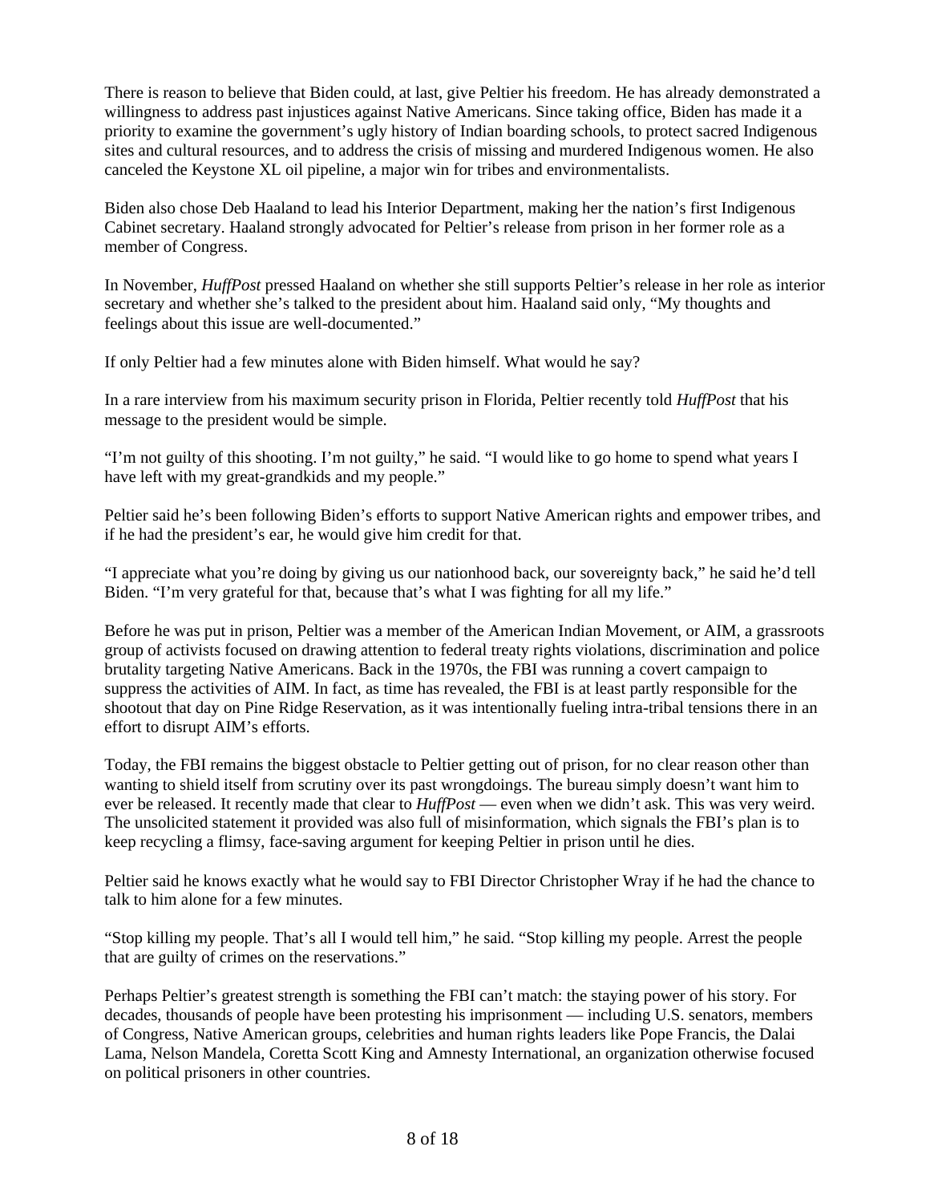There is reason to believe that Biden could, at last, give Peltier his freedom. He has already demonstrated a willingness to address past injustices against Native Americans. Since taking office, Biden has made it a priority to examine the government's ugly history of Indian boarding schools, to protect sacred Indigenous sites and cultural resources, and to address the crisis of missing and murdered Indigenous women. He also canceled the Keystone XL oil pipeline, a major win for tribes and environmentalists.

Biden also chose Deb Haaland to lead his Interior Department, making her the nation's first Indigenous Cabinet secretary. Haaland strongly advocated for Peltier's release from prison in her former role as a member of Congress.

In November, *HuffPost* pressed Haaland on whether she still supports Peltier's release in her role as interior secretary and whether she's talked to the president about him. Haaland said only, "My thoughts and feelings about this issue are well-documented."

If only Peltier had a few minutes alone with Biden himself. What would he say?

In a rare interview from his maximum security prison in Florida, Peltier recently told *HuffPost* that his message to the president would be simple.

"I'm not guilty of this shooting. I'm not guilty," he said. "I would like to go home to spend what years I have left with my great-grandkids and my people."

Peltier said he's been following Biden's efforts to support Native American rights and empower tribes, and if he had the president's ear, he would give him credit for that.

"I appreciate what you're doing by giving us our nationhood back, our sovereignty back," he said he'd tell Biden. "I'm very grateful for that, because that's what I was fighting for all my life."

Before he was put in prison, Peltier was a member of the American Indian Movement, or AIM, a grassroots group of activists focused on drawing attention to federal treaty rights violations, discrimination and police brutality targeting Native Americans. Back in the 1970s, the FBI was running a covert campaign to suppress the activities of AIM. In fact, as time has revealed, the FBI is at least partly responsible for the shootout that day on Pine Ridge Reservation, as it was intentionally fueling intra-tribal tensions there in an effort to disrupt AIM's efforts.

Today, the FBI remains the biggest obstacle to Peltier getting out of prison, for no clear reason other than wanting to shield itself from scrutiny over its past wrongdoings. The bureau simply doesn't want him to ever be released. It recently made that clear to *HuffPost* — even when we didn't ask. This was very weird. The unsolicited statement it provided was also full of misinformation, which signals the FBI's plan is to keep recycling a flimsy, face-saving argument for keeping Peltier in prison until he dies.

Peltier said he knows exactly what he would say to FBI Director Christopher Wray if he had the chance to talk to him alone for a few minutes.

"Stop killing my people. That's all I would tell him," he said. "Stop killing my people. Arrest the people that are guilty of crimes on the reservations."

Perhaps Peltier's greatest strength is something the FBI can't match: the staying power of his story. For decades, thousands of people have been protesting his imprisonment — including U.S. senators, members of Congress, Native American groups, celebrities and human rights leaders like Pope Francis, the Dalai Lama, Nelson Mandela, Coretta Scott King and Amnesty International, an organization otherwise focused on political prisoners in other countries.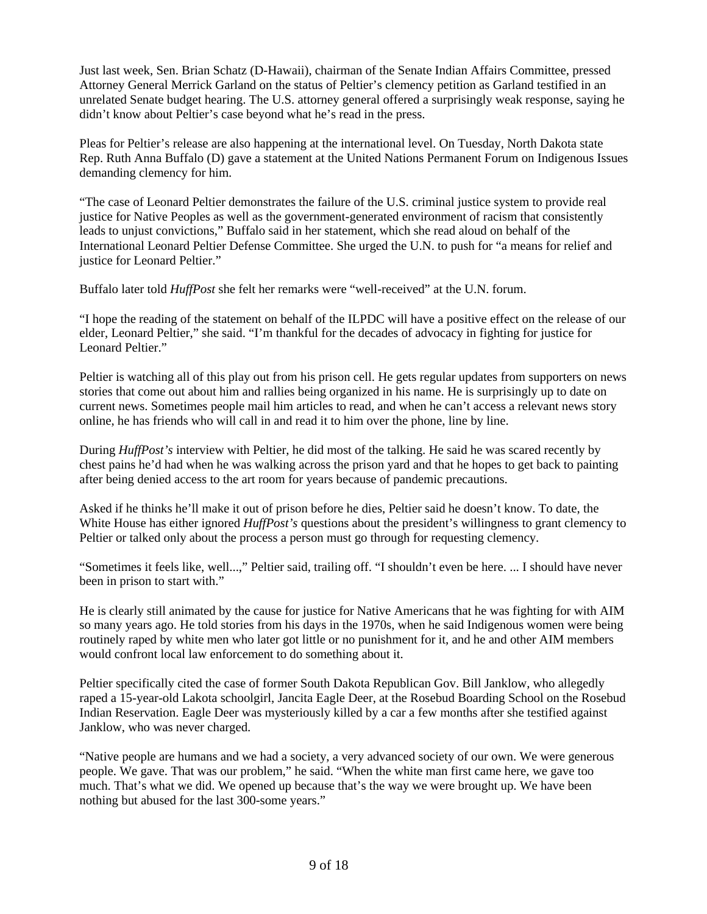Just last week, Sen. Brian Schatz (D-Hawaii), chairman of the Senate Indian Affairs Committee, pressed Attorney General Merrick Garland on the status of Peltier's clemency petition as Garland testified in an unrelated Senate budget hearing. The U.S. attorney general offered a surprisingly weak response, saying he didn't know about Peltier's case beyond what he's read in the press.

Pleas for Peltier's release are also happening at the international level. On Tuesday, North Dakota state Rep. Ruth Anna Buffalo (D) gave a statement at the United Nations Permanent Forum on Indigenous Issues demanding clemency for him.

"The case of Leonard Peltier demonstrates the failure of the U.S. criminal justice system to provide real justice for Native Peoples as well as the government-generated environment of racism that consistently leads to unjust convictions," Buffalo said in her statement, which she read aloud on behalf of the International Leonard Peltier Defense Committee. She urged the U.N. to push for "a means for relief and justice for Leonard Peltier."

Buffalo later told *HuffPost* she felt her remarks were "well-received" at the U.N. forum.

"I hope the reading of the statement on behalf of the ILPDC will have a positive effect on the release of our elder, Leonard Peltier," she said. "I'm thankful for the decades of advocacy in fighting for justice for Leonard Peltier."

Peltier is watching all of this play out from his prison cell. He gets regular updates from supporters on news stories that come out about him and rallies being organized in his name. He is surprisingly up to date on current news. Sometimes people mail him articles to read, and when he can't access a relevant news story online, he has friends who will call in and read it to him over the phone, line by line.

During *HuffPost's* interview with Peltier, he did most of the talking. He said he was scared recently by chest pains he'd had when he was walking across the prison yard and that he hopes to get back to painting after being denied access to the art room for years because of pandemic precautions.

Asked if he thinks he'll make it out of prison before he dies, Peltier said he doesn't know. To date, the White House has either ignored *HuffPost's* questions about the president's willingness to grant clemency to Peltier or talked only about the process a person must go through for requesting clemency.

"Sometimes it feels like, well...," Peltier said, trailing off. "I shouldn't even be here. ... I should have never been in prison to start with."

He is clearly still animated by the cause for justice for Native Americans that he was fighting for with AIM so many years ago. He told stories from his days in the 1970s, when he said Indigenous women were being routinely raped by white men who later got little or no punishment for it, and he and other AIM members would confront local law enforcement to do something about it.

Peltier specifically cited the case of former South Dakota Republican Gov. Bill Janklow, who allegedly raped a 15-year-old Lakota schoolgirl, Jancita Eagle Deer, at the Rosebud Boarding School on the Rosebud Indian Reservation. Eagle Deer was mysteriously killed by a car a few months after she testified against Janklow, who was never charged.

"Native people are humans and we had a society, a very advanced society of our own. We were generous people. We gave. That was our problem," he said. "When the white man first came here, we gave too much. That's what we did. We opened up because that's the way we were brought up. We have been nothing but abused for the last 300-some years."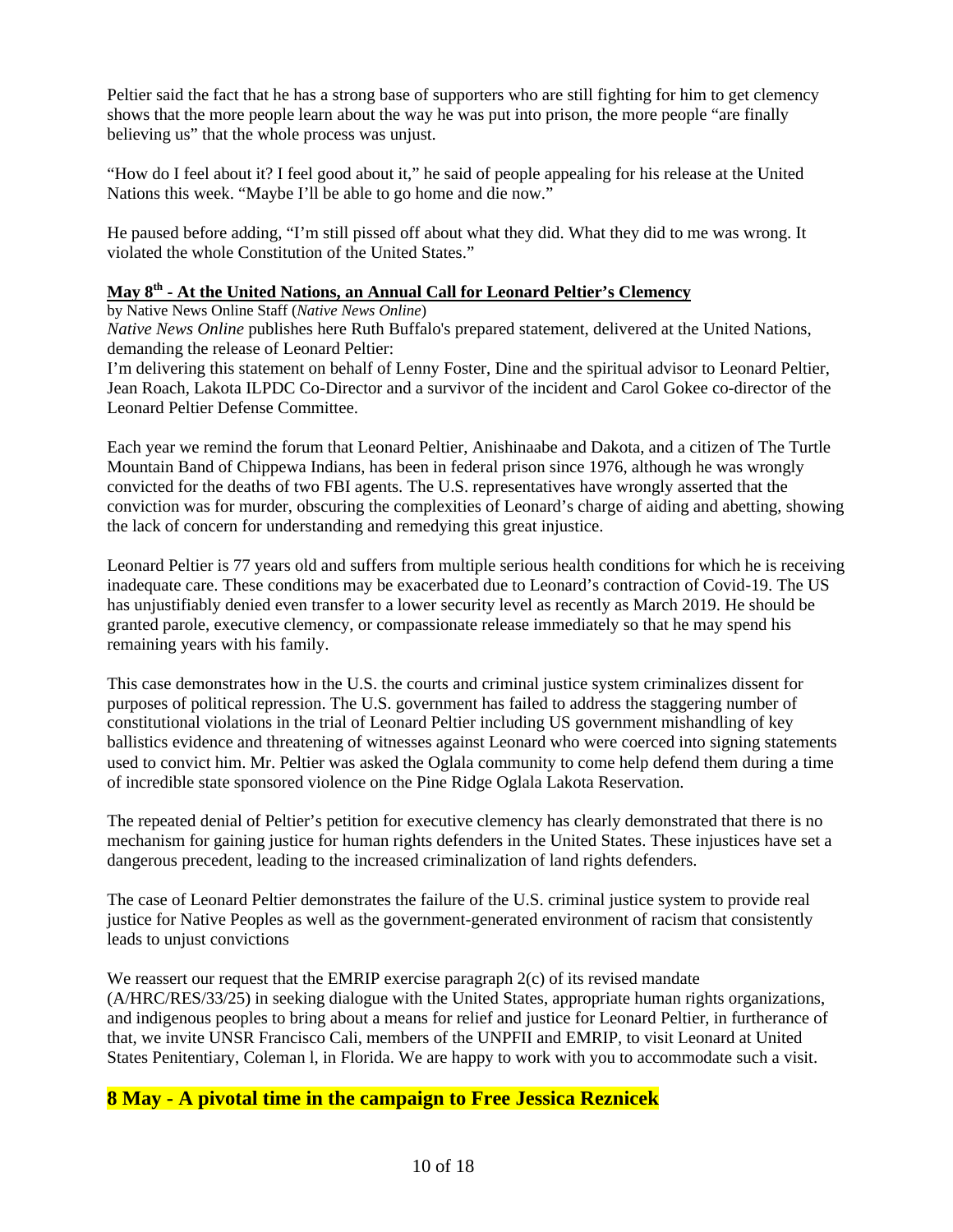Peltier said the fact that he has a strong base of supporters who are still fighting for him to get clemency shows that the more people learn about the way he was put into prison, the more people "are finally believing us" that the whole process was unjust.

"How do I feel about it? I feel good about it," he said of people appealing for his release at the United Nations this week. "Maybe I'll be able to go home and die now."

He paused before adding, "I'm still pissed off about what they did. What they did to me was wrong. It violated the whole Constitution of the United States."

### <u>May 8th - At the United Nations, an Annual Call for Leonard Peltier's Clemency</u>

by Native News Online Staff (*Native News Online*)

*Native News Online* publishes here Ruth Buffalo's prepared statement, delivered at the United Nations, demanding the release of Leonard Peltier:

I'm delivering this statement on behalf of Lenny Foster, Dine and the spiritual advisor to Leonard Peltier, Jean Roach, Lakota ILPDC Co-Director and a survivor of the incident and Carol Gokee co-director of the Leonard Peltier Defense Committee.

Each year we remind the forum that Leonard Peltier, Anishinaabe and Dakota, and a citizen of The Turtle Mountain Band of Chippewa Indians, has been in federal prison since 1976, although he was wrongly convicted for the deaths of two FBI agents. The U.S. representatives have wrongly asserted that the conviction was for murder, obscuring the complexities of Leonard's charge of aiding and abetting, showing the lack of concern for understanding and remedying this great injustice.

Leonard Peltier is 77 years old and suffers from multiple serious health conditions for which he is receiving inadequate care. These conditions may be exacerbated due to Leonard's contraction of Covid-19. The US has unjustifiably denied even transfer to a lower security level as recently as March 2019. He should be granted parole, executive clemency, or compassionate release immediately so that he may spend his remaining years with his family.

This case demonstrates how in the U.S. the courts and criminal justice system criminalizes dissent for purposes of political repression. The U.S. government has failed to address the staggering number of constitutional violations in the trial of Leonard Peltier including US government mishandling of key ballistics evidence and threatening of witnesses against Leonard who were coerced into signing statements used to convict him. Mr. Peltier was asked the Oglala community to come help defend them during a time of incredible state sponsored violence on the Pine Ridge Oglala Lakota Reservation.

The repeated denial of Peltier's petition for executive clemency has clearly demonstrated that there is no mechanism for gaining justice for human rights defenders in the United States. These injustices have set a dangerous precedent, leading to the increased criminalization of land rights defenders.

The case of Leonard Peltier demonstrates the failure of the U.S. criminal justice system to provide real justice for Native Peoples as well as the government-generated environment of racism that consistently leads to unjust convictions

We reassert our request that the EMRIP exercise paragraph 2(c) of its revised mandate (A/HRC/RES/33/25) in seeking dialogue with the United States, appropriate human rights organizations, and indigenous peoples to bring about a means for relief and justice for Leonard Peltier, in furtherance of that, we invite UNSR Francisco Cali, members of the UNPFII and EMRIP, to visit Leonard at United States Penitentiary, Coleman l, in Florida. We are happy to work with you to accommodate such a visit.

## 8 May - A pivotal time in the campaign to Free Jessica Reznicek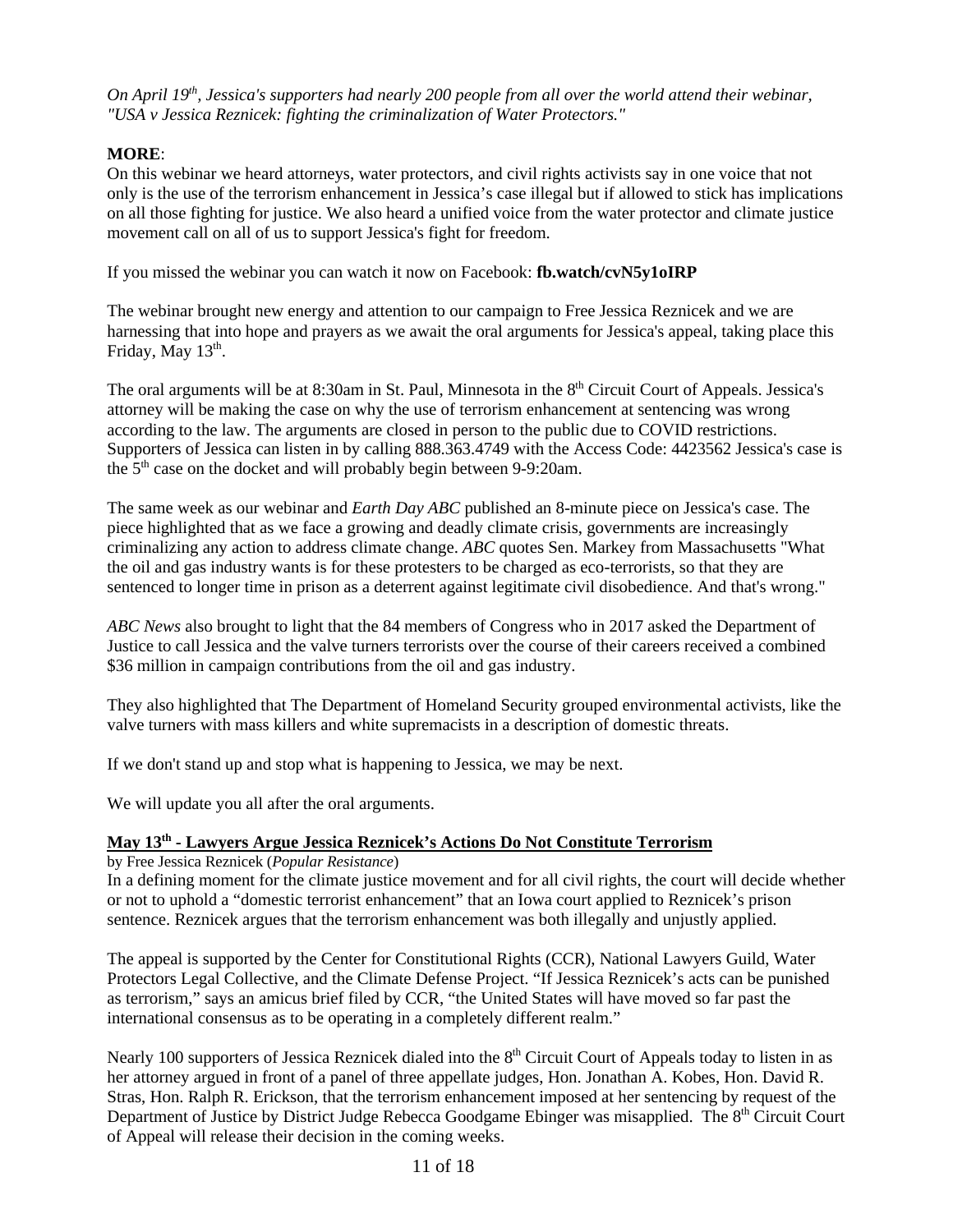*On April 19th, Jessica's supporters had nearly 200 people from all over the world attend their webinar, "USA v Jessica Reznicek: fighting the criminalization of Water Protectors."*

**MORE**:

On this webinar we heard attorneys, water protectors, and civil rights activists say in one voice that not only is the use of the terrorism enhancement in Jessica's case illegal but if allowed to stick has implications on all those fighting for justice. We also heard a unified voice from the water protector and climate justice movement call on all of us to support Jessica's fight for freedom.

If you missed the webinar you can watch it now on Facebook: **fb.watch/cvN5y1oIRP**

The webinar brought new energy and attention to our campaign to Free Jessica Reznicek and we are harnessing that into hope and prayers as we await the oral arguments for Jessica's appeal, taking place this Friday, May 13th.

The oral arguments will be at 8:30am in St. Paul, Minnesota in the 8th Circuit Court of Appeals. Jessica's attorney will be making the case on why the use of terrorism enhancement at sentencing was wrong according to the law. The arguments are closed in person to the public due to COVID restrictions. Supporters of Jessica can listen in by calling 888.363.4749 with the Access Code: 4423562 Jessica's case is the 5th case on the docket and will probably begin between 9-9:20am.

The same week as our webinar and *Earth Day ABC* published an 8-minute piece on Jessica's case. The piece highlighted that as we face a growing and deadly climate crisis, governments are increasingly criminalizing any action to address climate change. *ABC* quotes Sen. Markey from Massachusetts "What the oil and gas industry wants is for these protesters to be charged as eco-terrorists, so that they are sentenced to longer time in prison as a deterrent against legitimate civil disobedience. And that's wrong."

*ABC News* also brought to light that the 84 members of Congress who in 2017 asked the Department of Justice to call Jessica and the valve turners terrorists over the course of their careers received a combined $36 million in campaign contributions from the oil and gas industry.

They also highlighted that The Department of Homeland Security grouped environmental activists, like the valve turners with mass killers and white supremacists in a description of domestic threats.

If we don't stand up and stop what is happening to Jessica, we may be next.

We will update you all after the oral arguments.

## May 13th - Lawyers Argue Jessica Reznicek's Actions Do Not Constitute Terrorism

by Free Jessica Reznicek (*Popular Resistance*)

In a defining moment for the climate justice movement and for all civil rights, the court will decide whether or not to uphold a "domestic terrorist enhancement" that an Iowa court applied to Reznicek's prison sentence. Reznicek argues that the terrorism enhancement was both illegally and unjustly applied.

The appeal is supported by the Center for Constitutional Rights (CCR), National Lawyers Guild, Water Protectors Legal Collective, and the Climate Defense Project. "If Jessica Reznicek's acts can be punished as terrorism," says an amicus brief filed by CCR, "the United States will have moved so far past the international consensus as to be operating in a completely different realm."

Nearly 100 supporters of Jessica Reznicek dialed into the 8th Circuit Court of Appeals today to listen in as her attorney argued in front of a panel of three appellate judges, Hon. Jonathan A. Kobes, Hon. David R. Stras, Hon. Ralph R. Erickson, that the terrorism enhancement imposed at her sentencing by request of the Department of Justice by District Judge Rebecca Goodgame Ebinger was misapplied. The 8th Circuit Court of Appeal will release their decision in the coming weeks.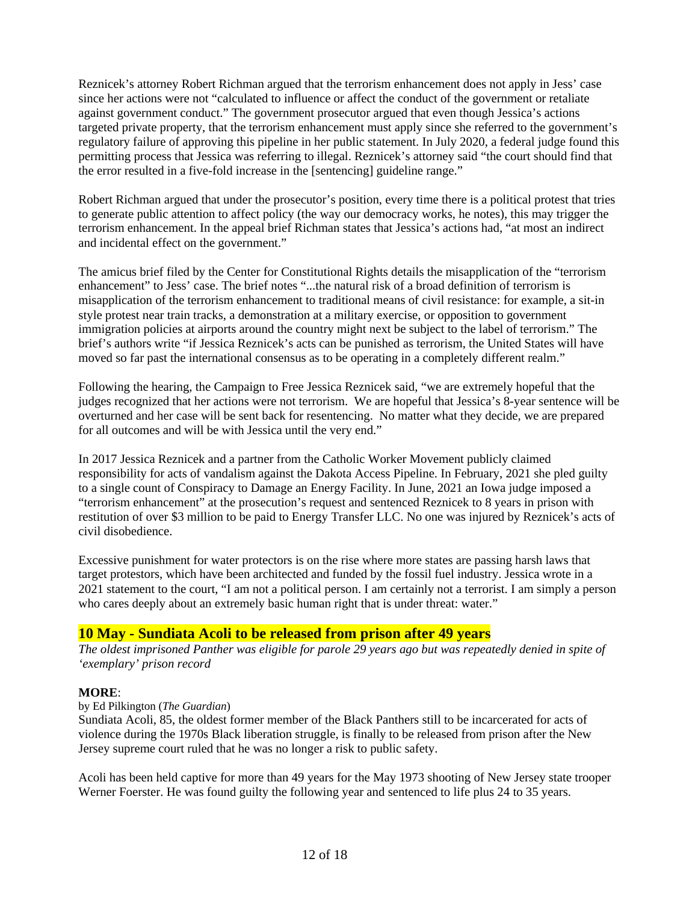Reznicek's attorney Robert Richman argued that the terrorism enhancement does not apply in Jess' case since her actions were not "calculated to influence or affect the conduct of the government or retaliate against government conduct." The government prosecutor argued that even though Jessica's actions targeted private property, that the terrorism enhancement must apply since she referred to the government's regulatory failure of approving this pipeline in her public statement. In July 2020, a federal judge found this permitting process that Jessica was referring to illegal. Reznicek's attorney said "the court should find that the error resulted in a five-fold increase in the [sentencing] guideline range."

Robert Richman argued that under the prosecutor's position, every time there is a political protest that tries to generate public attention to affect policy (the way our democracy works, he notes), this may trigger the terrorism enhancement. In the appeal brief Richman states that Jessica's actions had, "at most an indirect and incidental effect on the government."

The amicus brief filed by the Center for Constitutional Rights details the misapplication of the "terrorism enhancement" to Jess' case. The brief notes "...the natural risk of a broad definition of terrorism is misapplication of the terrorism enhancement to traditional means of civil resistance: for example, a sit-in style protest near train tracks, a demonstration at a military exercise, or opposition to government immigration policies at airports around the country might next be subject to the label of terrorism." The brief's authors write "if Jessica Reznicek's acts can be punished as terrorism, the United States will have moved so far past the international consensus as to be operating in a completely different realm."

Following the hearing, the Campaign to Free Jessica Reznicek said, "we are extremely hopeful that the judges recognized that her actions were not terrorism. We are hopeful that Jessica's 8-year sentence will be overturned and her case will be sent back for resentencing. No matter what they decide, we are prepared for all outcomes and will be with Jessica until the very end."

In 2017 Jessica Reznicek and a partner from the Catholic Worker Movement publicly claimed responsibility for acts of vandalism against the Dakota Access Pipeline. In February, 2021 she pled guilty to a single count of Conspiracy to Damage an Energy Facility. In June, 2021 an Iowa judge imposed a "terrorism enhancement" at the prosecution's request and sentenced Reznicek to 8 years in prison with restitution of over $3 million to be paid to Energy Transfer LLC. No one was injured by Reznicek's acts of civil disobedience.

Excessive punishment for water protectors is on the rise where more states are passing harsh laws that target protestors, which have been architected and funded by the fossil fuel industry. Jessica wrote in a 2021 statement to the court, "I am not a political person. I am certainly not a terrorist. I am simply a person who cares deeply about an extremely basic human right that is under threat: water."

## 10 May - Sundiata Acoli to be released from prison after 49 years

*The oldest imprisoned Panther was eligible for parole 29 years ago but was repeatedly denied in spite of 'exemplary' prison record*

**MORE**:

by Ed Pilkington (*The Guardian*)

Sundiata Acoli, 85, the oldest former member of the Black Panthers still to be incarcerated for acts of violence during the 1970s Black liberation struggle, is finally to be released from prison after the New Jersey supreme court ruled that he was no longer a risk to public safety.

Acoli has been held captive for more than 49 years for the May 1973 shooting of New Jersey state trooper Werner Foerster. He was found guilty the following year and sentenced to life plus 24 to 35 years.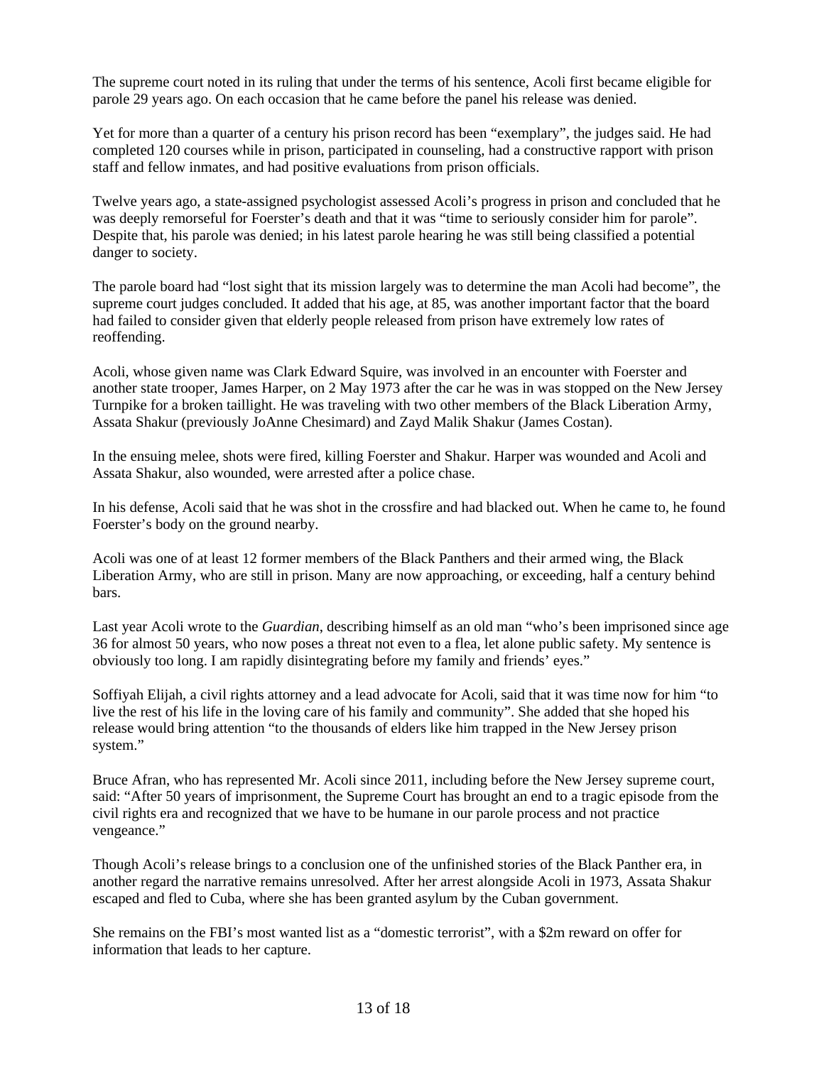The supreme court noted in its ruling that under the terms of his sentence, Acoli first became eligible for parole 29 years ago. On each occasion that he came before the panel his release was denied.

Yet for more than a quarter of a century his prison record has been "exemplary", the judges said. He had completed 120 courses while in prison, participated in counseling, had a constructive rapport with prison staff and fellow inmates, and had positive evaluations from prison officials.

Twelve years ago, a state-assigned psychologist assessed Acoli's progress in prison and concluded that he was deeply remorseful for Foerster's death and that it was "time to seriously consider him for parole". Despite that, his parole was denied; in his latest parole hearing he was still being classified a potential danger to society.

The parole board had "lost sight that its mission largely was to determine the man Acoli had become", the supreme court judges concluded. It added that his age, at 85, was another important factor that the board had failed to consider given that elderly people released from prison have extremely low rates of reoffending.

Acoli, whose given name was Clark Edward Squire, was involved in an encounter with Foerster and another state trooper, James Harper, on 2 May 1973 after the car he was in was stopped on the New Jersey Turnpike for a broken taillight. He was traveling with two other members of the Black Liberation Army, Assata Shakur (previously JoAnne Chesimard) and Zayd Malik Shakur (James Costan).

In the ensuing melee, shots were fired, killing Foerster and Shakur. Harper was wounded and Acoli and Assata Shakur, also wounded, were arrested after a police chase.

In his defense, Acoli said that he was shot in the crossfire and had blacked out. When he came to, he found Foerster's body on the ground nearby.

Acoli was one of at least 12 former members of the Black Panthers and their armed wing, the Black Liberation Army, who are still in prison. Many are now approaching, or exceeding, half a century behind bars.

Last year Acoli wrote to the *Guardian*, describing himself as an old man "who's been imprisoned since age 36 for almost 50 years, who now poses a threat not even to a flea, let alone public safety. My sentence is obviously too long. I am rapidly disintegrating before my family and friends' eyes."

Soffiyah Elijah, a civil rights attorney and a lead advocate for Acoli, said that it was time now for him "to live the rest of his life in the loving care of his family and community". She added that she hoped his release would bring attention "to the thousands of elders like him trapped in the New Jersey prison system."

Bruce Afran, who has represented Mr. Acoli since 2011, including before the New Jersey supreme court, said: "After 50 years of imprisonment, the Supreme Court has brought an end to a tragic episode from the civil rights era and recognized that we have to be humane in our parole process and not practice vengeance."

Though Acoli's release brings to a conclusion one of the unfinished stories of the Black Panther era, in another regard the narrative remains unresolved. After her arrest alongside Acoli in 1973, Assata Shakur escaped and fled to Cuba, where she has been granted asylum by the Cuban government.

She remains on the FBI's most wanted list as a "domestic terrorist", with a $2m reward on offer for information that leads to her capture.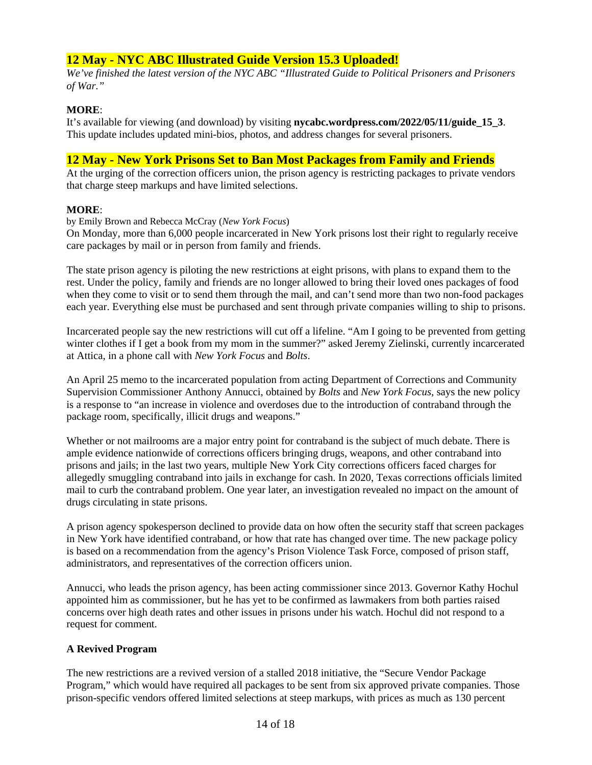## 12 May - NYC ABC Illustrated Guide Version 15.3 Uploaded!

*We've finished the latest version of the NYC ABC "Illustrated Guide to Political Prisoners and Prisoners of War."*

**MORE**:

It's available for viewing (and download) by visiting **nycabc.wordpress.com/2022/05/11/guide_15_3**. This update includes updated mini-bios, photos, and address changes for several prisoners.

## 12 May - New York Prisons Set to Ban Most Packages from Family and Friends

At the urging of the correction officers union, the prison agency is restricting packages to private vendors that charge steep markups and have limited selections.

**MORE**:

by Emily Brown and Rebecca McCray (*New York Focus*)

On Monday, more than 6,000 people incarcerated in New York prisons lost their right to regularly receive care packages by mail or in person from family and friends.

The state prison agency is piloting the new restrictions at eight prisons, with plans to expand them to the rest. Under the policy, family and friends are no longer allowed to bring their loved ones packages of food when they come to visit or to send them through the mail, and can't send more than two non-food packages each year. Everything else must be purchased and sent through private companies willing to ship to prisons.

Incarcerated people say the new restrictions will cut off a lifeline. "Am I going to be prevented from getting winter clothes if I get a book from my mom in the summer?" asked Jeremy Zielinski, currently incarcerated at Attica, in a phone call with *New York Focus* and *Bolts*.

An April 25 memo to the incarcerated population from acting Department of Corrections and Community Supervision Commissioner Anthony Annucci, obtained by *Bolts* and *New York Focus*, says the new policy is a response to "an increase in violence and overdoses due to the introduction of contraband through the package room, specifically, illicit drugs and weapons."

Whether or not mailrooms are a major entry point for contraband is the subject of much debate. There is ample evidence nationwide of corrections officers bringing drugs, weapons, and other contraband into prisons and jails; in the last two years, multiple New York City corrections officers faced charges for allegedly smuggling contraband into jails in exchange for cash. In 2020, Texas corrections officials limited mail to curb the contraband problem. One year later, an investigation revealed no impact on the amount of drugs circulating in state prisons.

A prison agency spokesperson declined to provide data on how often the security staff that screen packages in New York have identified contraband, or how that rate has changed over time. The new package policy is based on a recommendation from the agency's Prison Violence Task Force, composed of prison staff, administrators, and representatives of the correction officers union.

Annucci, who leads the prison agency, has been acting commissioner since 2013. Governor Kathy Hochul appointed him as commissioner, but he has yet to be confirmed as lawmakers from both parties raised concerns over high death rates and other issues in prisons under his watch. Hochul did not respond to a request for comment.

**A Revived Program**

The new restrictions are a revived version of a stalled 2018 initiative, the "Secure Vendor Package Program," which would have required all packages to be sent from six approved private companies. Those prison-specific vendors offered limited selections at steep markups, with prices as much as 130 percent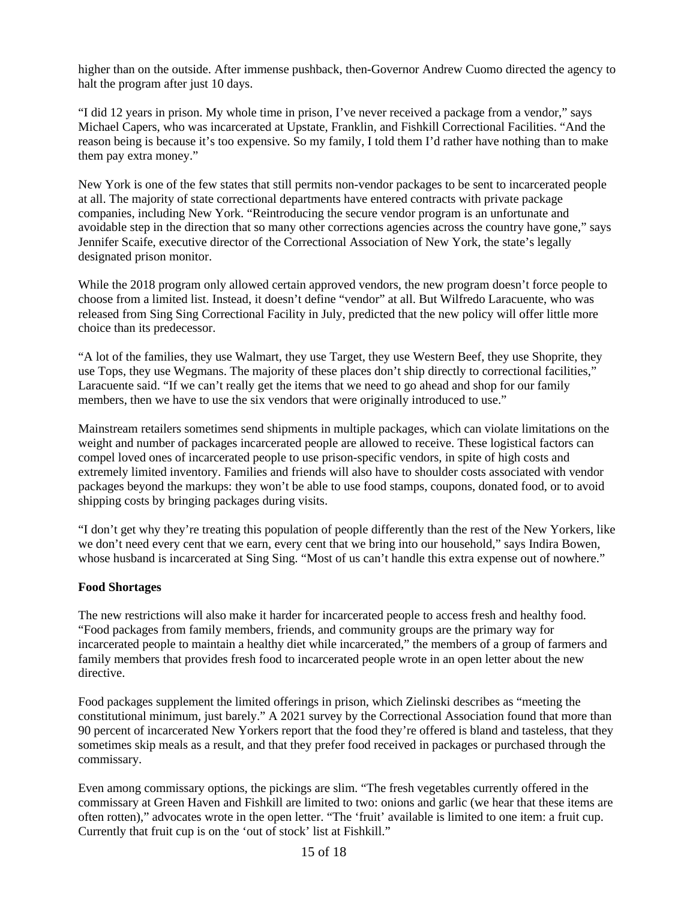higher than on the outside. After immense pushback, then-Governor Andrew Cuomo directed the agency to halt the program after just 10 days.

"I did 12 years in prison. My whole time in prison, I've never received a package from a vendor," says Michael Capers, who was incarcerated at Upstate, Franklin, and Fishkill Correctional Facilities. "And the reason being is because it's too expensive. So my family, I told them I'd rather have nothing than to make them pay extra money."

New York is one of the few states that still permits non-vendor packages to be sent to incarcerated people at all. The majority of state correctional departments have entered contracts with private package companies, including New York. "Reintroducing the secure vendor program is an unfortunate and avoidable step in the direction that so many other corrections agencies across the country have gone," says Jennifer Scaife, executive director of the Correctional Association of New York, the state's legally designated prison monitor.

While the 2018 program only allowed certain approved vendors, the new program doesn't force people to choose from a limited list. Instead, it doesn't define "vendor" at all. But Wilfredo Laracuente, who was released from Sing Sing Correctional Facility in July, predicted that the new policy will offer little more choice than its predecessor.

"A lot of the families, they use Walmart, they use Target, they use Western Beef, they use Shoprite, they use Tops, they use Wegmans. The majority of these places don't ship directly to correctional facilities," Laracuente said. "If we can't really get the items that we need to go ahead and shop for our family members, then we have to use the six vendors that were originally introduced to use."

Mainstream retailers sometimes send shipments in multiple packages, which can violate limitations on the weight and number of packages incarcerated people are allowed to receive. These logistical factors can compel loved ones of incarcerated people to use prison-specific vendors, in spite of high costs and extremely limited inventory. Families and friends will also have to shoulder costs associated with vendor packages beyond the markups: they won't be able to use food stamps, coupons, donated food, or to avoid shipping costs by bringing packages during visits.

"I don't get why they're treating this population of people differently than the rest of the New Yorkers, like we don't need every cent that we earn, every cent that we bring into our household," says Indira Bowen, whose husband is incarcerated at Sing Sing. "Most of us can't handle this extra expense out of nowhere."

**Food Shortages**

The new restrictions will also make it harder for incarcerated people to access fresh and healthy food. "Food packages from family members, friends, and community groups are the primary way for incarcerated people to maintain a healthy diet while incarcerated," the members of a group of farmers and family members that provides fresh food to incarcerated people wrote in an open letter about the new directive.

Food packages supplement the limited offerings in prison, which Zielinski describes as "meeting the constitutional minimum, just barely." A 2021 survey by the Correctional Association found that more than 90 percent of incarcerated New Yorkers report that the food they're offered is bland and tasteless, that they sometimes skip meals as a result, and that they prefer food received in packages or purchased through the commissary.

Even among commissary options, the pickings are slim. "The fresh vegetables currently offered in the commissary at Green Haven and Fishkill are limited to two: onions and garlic (we hear that these items are often rotten)," advocates wrote in the open letter. "The 'fruit' available is limited to one item: a fruit cup. Currently that fruit cup is on the 'out of stock' list at Fishkill."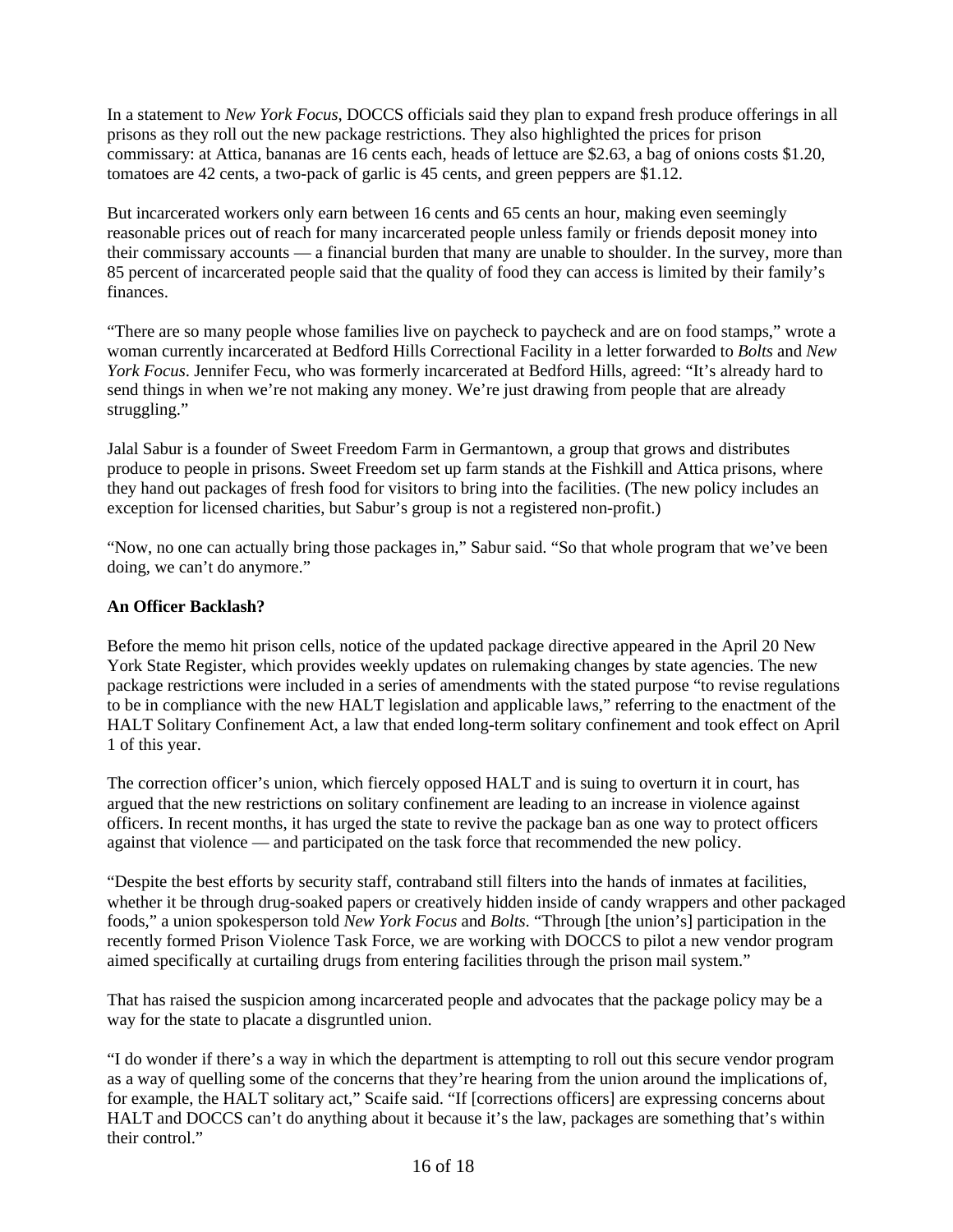In a statement to *New York Focus*, DOCCS officials said they plan to expand fresh produce offerings in all prisons as they roll out the new package restrictions. They also highlighted the prices for prison commissary: at Attica, bananas are 16 cents each, heads of lettuce are $2.63, a bag of onions costs $1.20, tomatoes are 42 cents, a two-pack of garlic is 45 cents, and green peppers are $1.12.

But incarcerated workers only earn between 16 cents and 65 cents an hour, making even seemingly reasonable prices out of reach for many incarcerated people unless family or friends deposit money into their commissary accounts — a financial burden that many are unable to shoulder. In the survey, more than 85 percent of incarcerated people said that the quality of food they can access is limited by their family's finances.

"There are so many people whose families live on paycheck to paycheck and are on food stamps," wrote a woman currently incarcerated at Bedford Hills Correctional Facility in a letter forwarded to *Bolts* and *New York Focus*. Jennifer Fecu, who was formerly incarcerated at Bedford Hills, agreed: "It's already hard to send things in when we're not making any money. We're just drawing from people that are already struggling."

Jalal Sabur is a founder of Sweet Freedom Farm in Germantown, a group that grows and distributes produce to people in prisons. Sweet Freedom set up farm stands at the Fishkill and Attica prisons, where they hand out packages of fresh food for visitors to bring into the facilities. (The new policy includes an exception for licensed charities, but Sabur's group is not a registered non-profit.)

"Now, no one can actually bring those packages in," Sabur said. "So that whole program that we've been doing, we can't do anymore."

**An Officer Backlash?**

Before the memo hit prison cells, notice of the updated package directive appeared in the April 20 New York State Register, which provides weekly updates on rulemaking changes by state agencies. The new package restrictions were included in a series of amendments with the stated purpose "to revise regulations to be in compliance with the new HALT legislation and applicable laws," referring to the enactment of the HALT Solitary Confinement Act, a law that ended long-term solitary confinement and took effect on April 1 of this year.

The correction officer's union, which fiercely opposed HALT and is suing to overturn it in court, has argued that the new restrictions on solitary confinement are leading to an increase in violence against officers. In recent months, it has urged the state to revive the package ban as one way to protect officers against that violence — and participated on the task force that recommended the new policy.

"Despite the best efforts by security staff, contraband still filters into the hands of inmates at facilities, whether it be through drug-soaked papers or creatively hidden inside of candy wrappers and other packaged foods," a union spokesperson told *New York Focus* and *Bolts*. "Through [the union's] participation in the recently formed Prison Violence Task Force, we are working with DOCCS to pilot a new vendor program aimed specifically at curtailing drugs from entering facilities through the prison mail system."

That has raised the suspicion among incarcerated people and advocates that the package policy may be a way for the state to placate a disgruntled union.

"I do wonder if there's a way in which the department is attempting to roll out this secure vendor program as a way of quelling some of the concerns that they're hearing from the union around the implications of, for example, the HALT solitary act," Scaife said. "If [corrections officers] are expressing concerns about HALT and DOCCS can't do anything about it because it's the law, packages are something that's within their control."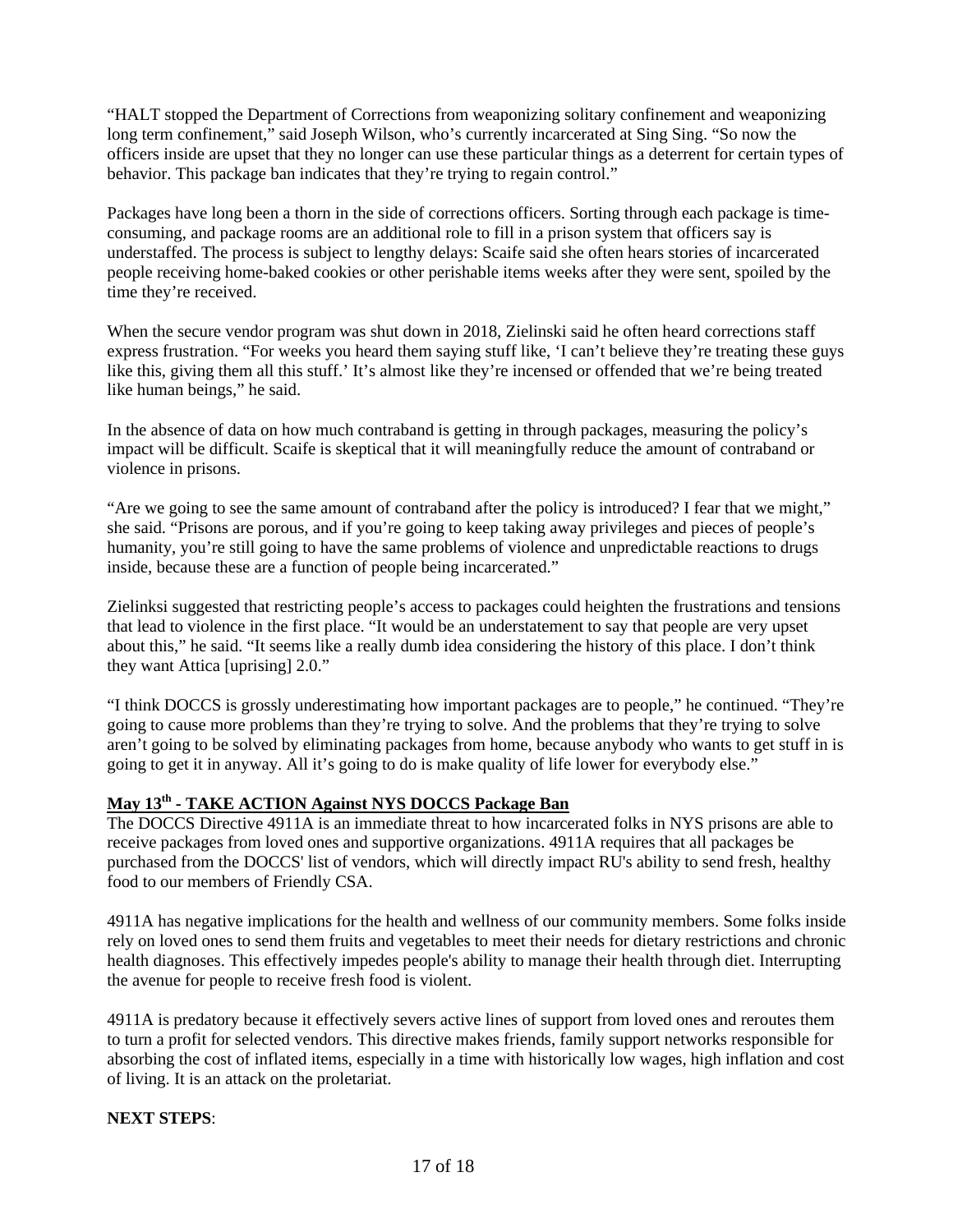"HALT stopped the Department of Corrections from weaponizing solitary confinement and weaponizing long term confinement," said Joseph Wilson, who's currently incarcerated at Sing Sing. "So now the officers inside are upset that they no longer can use these particular things as a deterrent for certain types of behavior. This package ban indicates that they're trying to regain control."

Packages have long been a thorn in the side of corrections officers. Sorting through each package is time-consuming, and package rooms are an additional role to fill in a prison system that officers say is understaffed. The process is subject to lengthy delays: Scaife said she often hears stories of incarcerated people receiving home-baked cookies or other perishable items weeks after they were sent, spoiled by the time they're received.

When the secure vendor program was shut down in 2018, Zielinski said he often heard corrections staff express frustration. "For weeks you heard them saying stuff like, 'I can't believe they're treating these guys like this, giving them all this stuff.' It's almost like they're incensed or offended that we're being treated like human beings," he said.

In the absence of data on how much contraband is getting in through packages, measuring the policy's impact will be difficult. Scaife is skeptical that it will meaningfully reduce the amount of contraband or violence in prisons.

"Are we going to see the same amount of contraband after the policy is introduced? I fear that we might," she said. "Prisons are porous, and if you're going to keep taking away privileges and pieces of people's humanity, you're still going to have the same problems of violence and unpredictable reactions to drugs inside, because these are a function of people being incarcerated."

Zielinksi suggested that restricting people's access to packages could heighten the frustrations and tensions that lead to violence in the first place. "It would be an understatement to say that people are very upset about this," he said. "It seems like a really dumb idea considering the history of this place. I don't think they want Attica [uprising] 2.0."

"I think DOCCS is grossly underestimating how important packages are to people," he continued. "They're going to cause more problems than they're trying to solve. And the problems that they're trying to solve aren't going to be solved by eliminating packages from home, because anybody who wants to get stuff in is going to get it in anyway. All it's going to do is make quality of life lower for everybody else."

## May 13th - TAKE ACTION Against NYS DOCCS Package Ban

The DOCCS Directive 4911A is an immediate threat to how incarcerated folks in NYS prisons are able to receive packages from loved ones and supportive organizations. 4911A requires that all packages be purchased from the DOCCS' list of vendors, which will directly impact RU's ability to send fresh, healthy food to our members of Friendly CSA.

4911A has negative implications for the health and wellness of our community members. Some folks inside rely on loved ones to send them fruits and vegetables to meet their needs for dietary restrictions and chronic health diagnoses. This effectively impedes people's ability to manage their health through diet. Interrupting the avenue for people to receive fresh food is violent.

4911A is predatory because it effectively severs active lines of support from loved ones and reroutes them to turn a profit for selected vendors. This directive makes friends, family support networks responsible for absorbing the cost of inflated items, especially in a time with historically low wages, high inflation and cost of living. It is an attack on the proletariat.

**NEXT STEPS**: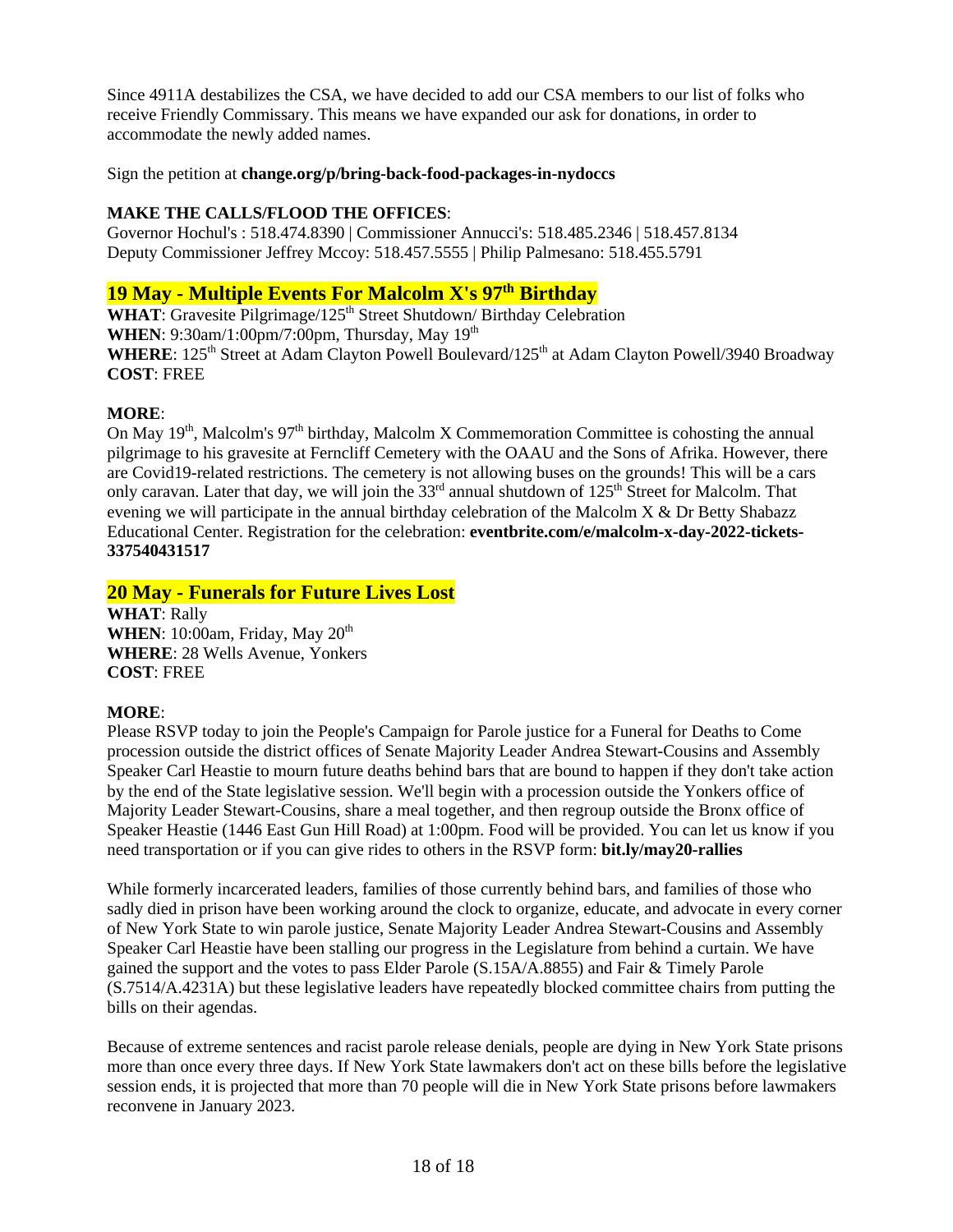Since 4911A destabilizes the CSA, we have decided to add our CSA members to our list of folks who receive Friendly Commissary. This means we have expanded our ask for donations, in order to accommodate the newly added names.

Sign the petition at **change.org/p/bring-back-food-packages-in-nydoccs**

**MAKE THE CALLS/FLOOD THE OFFICES**:
Governor Hochul's : 518.474.8390 | Commissioner Annucci's: 518.485.2346 | 518.457.8134
Deputy Commissioner Jeffrey Mccoy: 518.457.5555 | Philip Palmesano: 518.455.5791

## 19 May - Multiple Events For Malcolm X's 97th Birthday

**WHAT**: Gravesite Pilgrimage/125th Street Shutdown/ Birthday Celebration
**WHEN**: 9:30am/1:00pm/7:00pm, Thursday, May 19th
**WHERE**: 125th Street at Adam Clayton Powell Boulevard/125th at Adam Clayton Powell/3940 Broadway
**COST**: FREE

**MORE**:
On May 19th, Malcolm's 97th birthday, Malcolm X Commemoration Committee is cohosting the annual pilgrimage to his gravesite at Ferncliff Cemetery with the OAAU and the Sons of Afrika. However, there are Covid19-related restrictions. The cemetery is not allowing buses on the grounds! This will be a cars only caravan. Later that day, we will join the 33rd annual shutdown of 125th Street for Malcolm. That evening we will participate in the annual birthday celebration of the Malcolm X & Dr Betty Shabazz Educational Center. Registration for the celebration: **eventbrite.com/e/malcolm-x-day-2022-tickets-337540431517**

## 20 May - Funerals for Future Lives Lost

**WHAT**: Rally
**WHEN**: 10:00am, Friday, May 20th
**WHERE**: 28 Wells Avenue, Yonkers
**COST**: FREE

**MORE**:
Please RSVP today to join the People's Campaign for Parole justice for a Funeral for Deaths to Come procession outside the district offices of Senate Majority Leader Andrea Stewart-Cousins and Assembly Speaker Carl Heastie to mourn future deaths behind bars that are bound to happen if they don't take action by the end of the State legislative session. We'll begin with a procession outside the Yonkers office of Majority Leader Stewart-Cousins, share a meal together, and then regroup outside the Bronx office of Speaker Heastie (1446 East Gun Hill Road) at 1:00pm. Food will be provided. You can let us know if you need transportation or if you can give rides to others in the RSVP form: **bit.ly/may20-rallies**

While formerly incarcerated leaders, families of those currently behind bars, and families of those who sadly died in prison have been working around the clock to organize, educate, and advocate in every corner of New York State to win parole justice, Senate Majority Leader Andrea Stewart-Cousins and Assembly Speaker Carl Heastie have been stalling our progress in the Legislature from behind a curtain. We have gained the support and the votes to pass Elder Parole (S.15A/A.8855) and Fair & Timely Parole (S.7514/A.4231A) but these legislative leaders have repeatedly blocked committee chairs from putting the bills on their agendas.

Because of extreme sentences and racist parole release denials, people are dying in New York State prisons more than once every three days. If New York State lawmakers don't act on these bills before the legislative session ends, it is projected that more than 70 people will die in New York State prisons before lawmakers reconvene in January 2023.